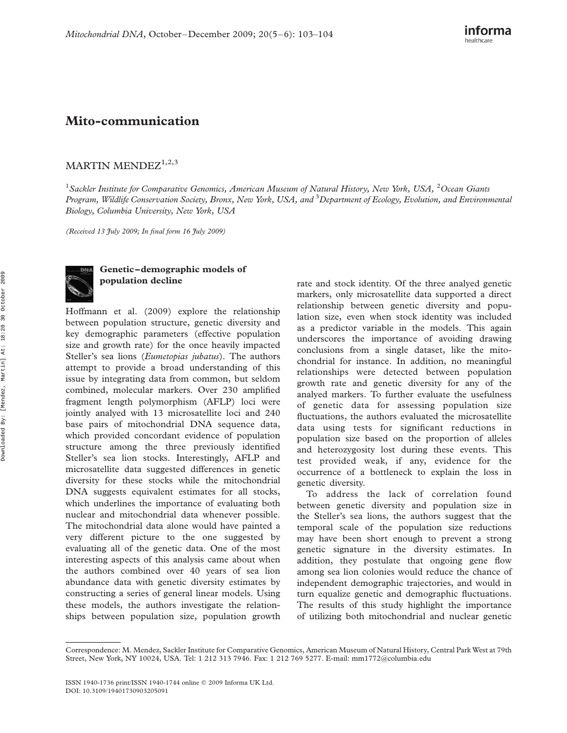# Mito-communication

MARTIN MENDEZ[1,2,3]

[1]*Sackler Institute for Comparative Genomics, American Museum of Natural History, New York, USA,* [2]*Ocean Giants Program, Wildlife Conservation Society, Bronx, New York, USA, and* [3]*Department of Ecology, Evolution, and Environmental Biology, Columbia University, New York, USA*

*(Received 13 July 2009; In final form 16 July 2009)*

## Genetic–demographic models of population decline

Hoffmann et al. (2009) explore the relationship between population structure, genetic diversity and key demographic parameters (effective population size and growth rate) for the once heavily impacted Steller's sea lions (*Eumetopias jubatus*). The authors attempt to provide a broad understanding of this issue by integrating data from common, but seldom combined, molecular markers. Over 230 amplified fragment length polymorphism (AFLP) loci were jointly analyed with 13 microsatellite loci and 240 base pairs of mitochondrial DNA sequence data, which provided concordant evidence of population structure among the three previously identified Steller's sea lion stocks. Interestingly, AFLP and microsatellite data suggested differences in genetic diversity for these stocks while the mitochondrial DNA suggests equivalent estimates for all stocks, which underlines the importance of evaluating both nuclear and mitochondrial data whenever possible. The mitochondrial data alone would have painted a very different picture to the one suggested by evaluating all of the genetic data. One of the most interesting aspects of this analysis came about when the authors combined over 40 years of sea lion abundance data with genetic diversity estimates by constructing a series of general linear models. Using these models, the authors investigate the relationships between population size, population growth rate and stock identity. Of the three analyed genetic markers, only microsatellite data supported a direct relationship between genetic diversity and population size, even when stock identity was included as a predictor variable in the models. This again underscores the importance of avoiding drawing conclusions from a single dataset, like the mitochondrial for instance. In addition, no meaningful relationships were detected between population growth rate and genetic diversity for any of the analyed markers. To further evaluate the usefulness of genetic data for assessing population size fluctuations, the authors evaluated the microsatellite data using tests for significant reductions in population size based on the proportion of alleles and heterozygosity lost during these events. This test provided weak, if any, evidence for the occurrence of a bottleneck to explain the loss in genetic diversity.

To address the lack of correlation found between genetic diversity and population size in the Steller's sea lions, the authors suggest that the temporal scale of the population size reductions may have been short enough to prevent a strong genetic signature in the diversity estimates. In addition, they postulate that ongoing gene flow among sea lion colonies would reduce the chance of independent demographic trajectories, and would in turn equalize genetic and demographic fluctuations. The results of this study highlight the importance of utilizing both mitochondrial and nuclear genetic

---

Correspondence: M. Mendez, Sackler Institute for Comparative Genomics, American Museum of Natural History, Central Park West at 79th Street, New York, NY 10024, USA. Tel: 1 212 313 7946. Fax: 1 212 769 5277. E-mail: mm1772@columbia.edu

ISSN 1940-1736 print/ISSN 1940-1744 online © 2009 Informa UK Ltd.
DOI: 10.3109/19401730903205091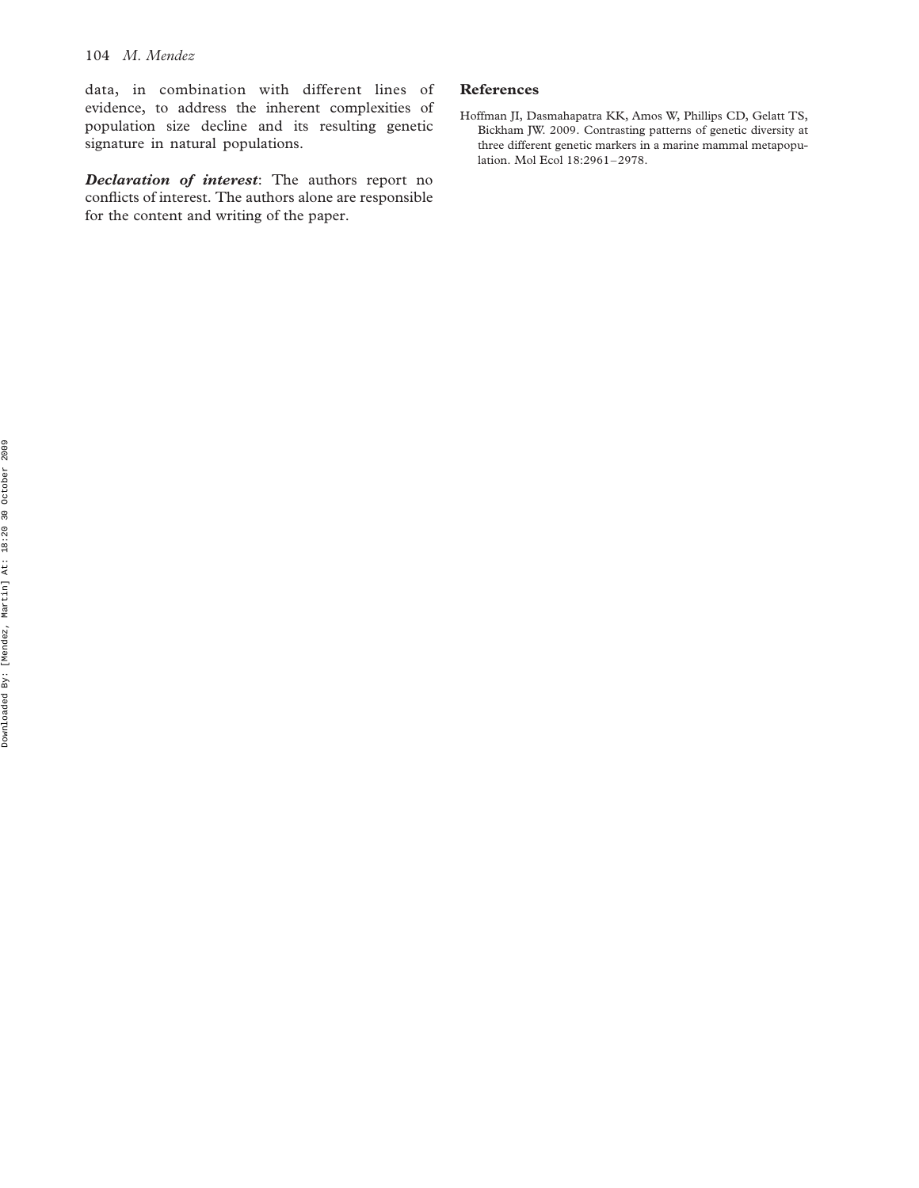data, in combination with different lines of evidence, to address the inherent complexities of population size decline and its resulting genetic signature in natural populations.

***Declaration of interest***: The authors report no conflicts of interest. The authors alone are responsible for the content and writing of the paper.

## References

Hoffman JI, Dasmahapatra KK, Amos W, Phillips CD, Gelatt TS, Bickham JW. 2009. Contrasting patterns of genetic diversity at three different genetic markers in a marine mammal metapopulation. Mol Ecol 18:2961–2978.